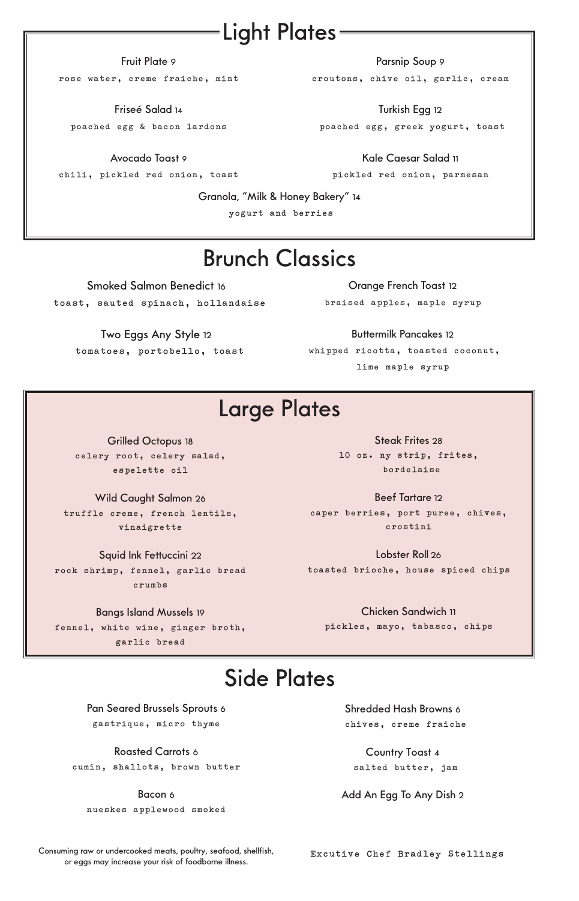# Light Plates

**Fruit Plate** 9
rose water, creme fraiche, mint

**Parsnip Soup** 9
croutons, chive oil, garlic, cream

**Friseé Salad** 14
poached egg & bacon lardons

**Turkish Egg** 12
poached egg, greek yogurt, toast

**Avocado Toast** 9
chili, pickled red onion, toast

**Kale Caesar Salad** 11
pickled red onion, parmesan

**Granola, "Milk & Honey Bakery"** 14
yogurt and berries

# Brunch Classics

**Smoked Salmon Benedict** 16
toast, sauted spinach, hollandaise

**Orange French Toast** 12
braised apples, maple syrup

**Two Eggs Any Style** 12
tomatoes, portobello, toast

**Buttermilk Pancakes** 12
whipped ricotta, toasted coconut, lime maple syrup

# Large Plates

**Grilled Octopus** 18
celery root, celery salad, espelette oil

**Steak Frites** 28
10 oz. ny strip, frites, bordelaise

**Wild Caught Salmon** 26
truffle creme, french lentils, vinaigrette

**Beef Tartare** 12
caper berries, port puree, chives, crostini

**Squid Ink Fettuccini** 22
rock shrimp, fennel, garlic bread crumbs

**Lobster Roll** 26
toasted brioche, house spiced chips

**Bangs Island Mussels** 19
fennel, white wine, ginger broth, garlic bread

**Chicken Sandwich** 11
pickles, mayo, tabasco, chips

# Side Plates

**Pan Seared Brussels Sprouts** 6
gastrique, micro thyme

**Shredded Hash Browns** 6
chives, creme fraiche

**Roasted Carrots** 6
cumin, shallots, brown butter

**Country Toast** 4
salted butter, jam

**Bacon** 6
nueskes applewood smoked

**Add An Egg To Any Dish** 2

Consuming raw or undercooked meats, poultry, seafood, shellfish, or eggs may increase your risk of foodborne illness.

Excutive Chef Bradley Stellings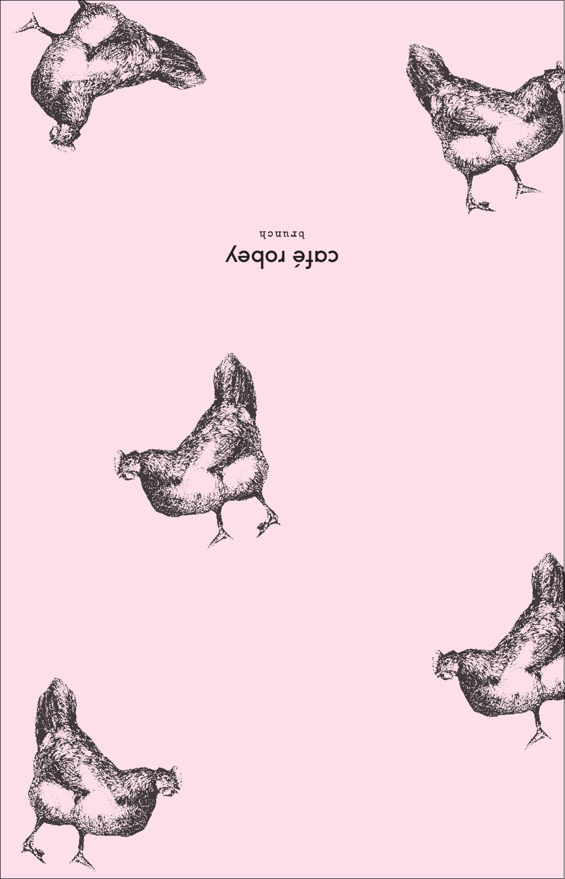café robey

brunch